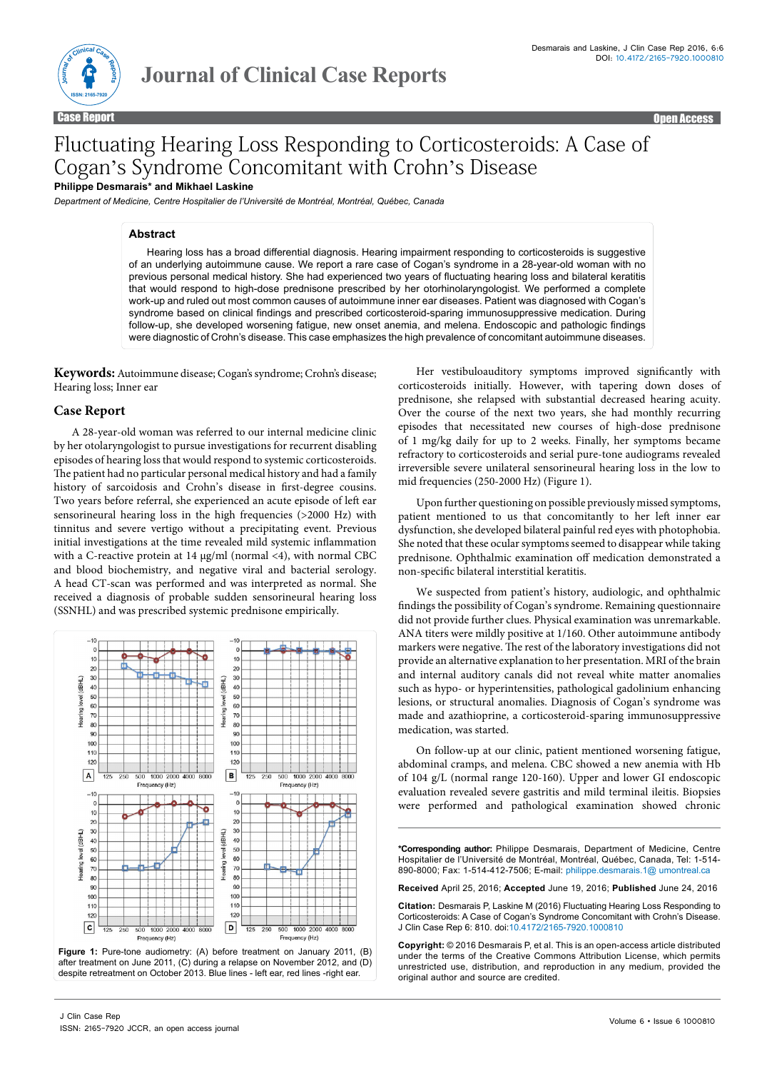# Fluctuating Hearing Loss Responding to Corticosteroids: A Case of Cogan's Syndrome Concomitant with Crohn's Disease

**Philippe Desmarais* and Mikhael Laskine**

*Department of Medicine, Centre Hospitalier de l'Université de Montréal, Montréal, Québec, Canada*

## Abstract

Hearing loss has a broad differential diagnosis. Hearing impairment responding to corticosteroids is suggestive of an underlying autoimmune cause. We report a rare case of Cogan's syndrome in a 28-year-old woman with no previous personal medical history. She had experienced two years of fluctuating hearing loss and bilateral keratitis that would respond to high-dose prednisone prescribed by her otorhinolaryngologist. We performed a complete work-up and ruled out most common causes of autoimmune inner ear diseases. Patient was diagnosed with Cogan's syndrome based on clinical findings and prescribed corticosteroid-sparing immunosuppressive medication. During follow-up, she developed worsening fatigue, new onset anemia, and melena. Endoscopic and pathologic findings were diagnostic of Crohn's disease. This case emphasizes the high prevalence of concomitant autoimmune diseases.

**Keywords:** Autoimmune disease; Cogan's syndrome; Crohn's disease; Hearing loss; Inner ear

## Case Report

A 28-year-old woman was referred to our internal medicine clinic by her otolaryngologist to pursue investigations for recurrent disabling episodes of hearing loss that would respond to systemic corticosteroids. The patient had no particular personal medical history and had a family history of sarcoidosis and Crohn's disease in first-degree cousins. Two years before referral, she experienced an acute episode of left ear sensorineural hearing loss in the high frequencies (>2000 Hz) with tinnitus and severe vertigo without a precipitating event. Previous initial investigations at the time revealed mild systemic inflammation with a C-reactive protein at 14 µg/ml (normal <4), with normal CBC and blood biochemistry, and negative viral and bacterial serology. A head CT-scan was performed and was interpreted as normal. She received a diagnosis of probable sudden sensorineural hearing loss (SSNHL) and was prescribed systemic prednisone empirically.

Figure 1: Pure-tone audiometry: (A) before treatment on January 2011, (B) after treatment on June 2011, (C) during a relapse on November 2012, and (D) despite retreatment on October 2013. Blue lines - left ear, red lines -right ear.

Her vestibuloauditory symptoms improved significantly with corticosteroids initially. However, with tapering down doses of prednisone, she relapsed with substantial decreased hearing acuity. Over the course of the next two years, she had monthly recurring episodes that necessitated new courses of high-dose prednisone of 1 mg/kg daily for up to 2 weeks. Finally, her symptoms became refractory to corticosteroids and serial pure-tone audiograms revealed irreversible severe unilateral sensorineural hearing loss in the low to mid frequencies (250-2000 Hz) (Figure 1).

Upon further questioning on possible previously missed symptoms, patient mentioned to us that concomitantly to her left inner ear dysfunction, she developed bilateral painful red eyes with photophobia. She noted that these ocular symptoms seemed to disappear while taking prednisone. Ophthalmic examination off medication demonstrated a non-specific bilateral interstitial keratitis.

We suspected from patient's history, audiologic, and ophthalmic findings the possibility of Cogan's syndrome. Remaining questionnaire did not provide further clues. Physical examination was unremarkable. ANA titers were mildly positive at 1/160. Other autoimmune antibody markers were negative. The rest of the laboratory investigations did not provide an alternative explanation to her presentation. MRI of the brain and internal auditory canals did not reveal white matter anomalies such as hypo- or hyperintensities, pathological gadolinium enhancing lesions, or structural anomalies. Diagnosis of Cogan's syndrome was made and azathioprine, a corticosteroid-sparing immunosuppressive medication, was started.

On follow-up at our clinic, patient mentioned worsening fatigue, abdominal cramps, and melena. CBC showed a new anemia with Hb of 104 g/L (normal range 120-160). Upper and lower GI endoscopic evaluation revealed severe gastritis and mild terminal ileitis. Biopsies were performed and pathological examination showed chronic

***Corresponding author:** Philippe Desmarais, Department of Medicine, Centre Hospitalier de l'Université de Montréal, Montréal, Québec, Canada, Tel: 1-514-890-8000; Fax: 1-514-412-7506; E-mail: philippe.desmarais.1@ umontreal.ca

**Received** April 25, 2016; **Accepted** June 19, 2016; **Published** June 24, 2016

**Citation:** Desmarais P, Laskine M (2016) Fluctuating Hearing Loss Responding to Corticosteroids: A Case of Cogan's Syndrome Concomitant with Crohn's Disease. J Clin Case Rep 6: 810. doi:10.4172/2165-7920.1000810

**Copyright:** © 2016 Desmarais P, et al. This is an open-access article distributed under the terms of the Creative Commons Attribution License, which permits unrestricted use, distribution, and reproduction in any medium, provided the original author and source are credited.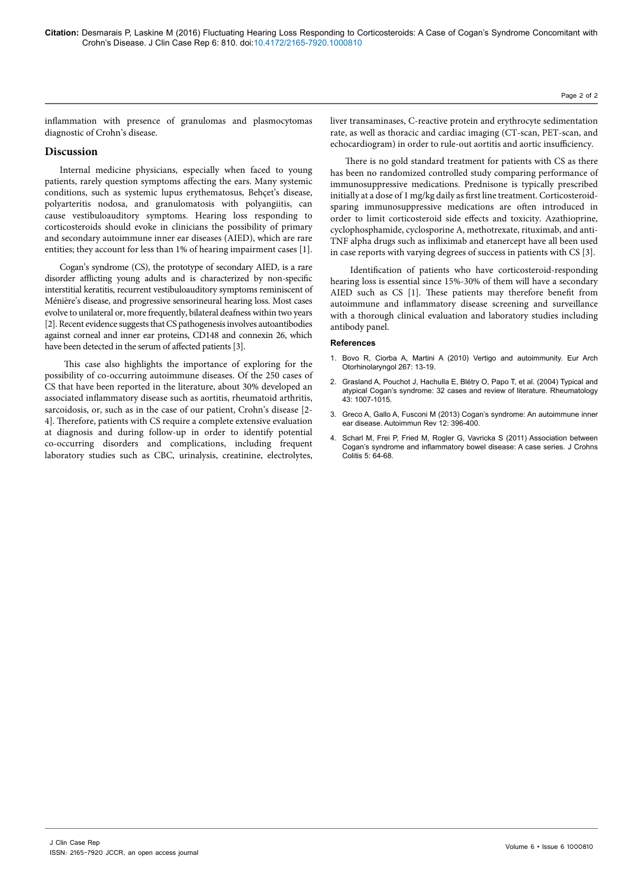inflammation with presence of granulomas and plasmocytomas diagnostic of Crohn's disease.

## Discussion

Internal medicine physicians, especially when faced to young patients, rarely question symptoms affecting the ears. Many systemic conditions, such as systemic lupus erythematosus, Behçet's disease, polyarteritis nodosa, and granulomatosis with polyangiitis, can cause vestibuloauditory symptoms. Hearing loss responding to corticosteroids should evoke in clinicians the possibility of primary and secondary autoimmune inner ear diseases (AIED), which are rare entities; they account for less than 1% of hearing impairment cases [1].

Cogan's syndrome (CS), the prototype of secondary AIED, is a rare disorder afflicting young adults and is characterized by non-specific interstitial keratitis, recurrent vestibuloauditory symptoms reminiscent of Ménière's disease, and progressive sensorineural hearing loss. Most cases evolve to unilateral or, more frequently, bilateral deafness within two years [2]. Recent evidence suggests that CS pathogenesis involves autoantibodies against corneal and inner ear proteins, CD148 and connexin 26, which have been detected in the serum of affected patients [3].

This case also highlights the importance of exploring for the possibility of co-occurring autoimmune diseases. Of the 250 cases of CS that have been reported in the literature, about 30% developed an associated inflammatory disease such as aortitis, rheumatoid arthritis, sarcoidosis, or, such as in the case of our patient, Crohn's disease [2-4]. Therefore, patients with CS require a complete extensive evaluation at diagnosis and during follow-up in order to identify potential co-occurring disorders and complications, including frequent laboratory studies such as CBC, urinalysis, creatinine, electrolytes, liver transaminases, C-reactive protein and erythrocyte sedimentation rate, as well as thoracic and cardiac imaging (CT-scan, PET-scan, and echocardiogram) in order to rule-out aortitis and aortic insufficiency.

There is no gold standard treatment for patients with CS as there has been no randomized controlled study comparing performance of immunosuppressive medications. Prednisone is typically prescribed initially at a dose of 1 mg/kg daily as first line treatment. Corticosteroid-sparing immunosuppressive medications are often introduced in order to limit corticosteroid side effects and toxicity. Azathioprine, cyclophosphamide, cyclosporine A, methotrexate, rituximab, and anti-TNF alpha drugs such as infliximab and etanercept have all been used in case reports with varying degrees of success in patients with CS [3].

Identification of patients who have corticosteroid-responding hearing loss is essential since 15%-30% of them will have a secondary AIED such as CS [1]. These patients may therefore benefit from autoimmune and inflammatory disease screening and surveillance with a thorough clinical evaluation and laboratory studies including antibody panel.

### References

1. Bovo R, Ciorba A, Martini A (2010) Vertigo and autoimmunity. Eur Arch Otorhinolaryngol 267: 13-19.
2. Grasland A, Pouchot J, Hachulla E, Blétry O, Papo T, et al. (2004) Typical and atypical Cogan's syndrome: 32 cases and review of literature. Rheumatology 43: 1007-1015.
3. Greco A, Gallo A, Fusconi M (2013) Cogan's syndrome: An autoimmune inner ear disease. Autoimmun Rev 12: 396-400.
4. Scharl M, Frei P, Fried M, Rogler G, Vavricka S (2011) Association between Cogan's syndrome and inflammatory bowel disease: A case series. J Crohns Colitis 5: 64-68.